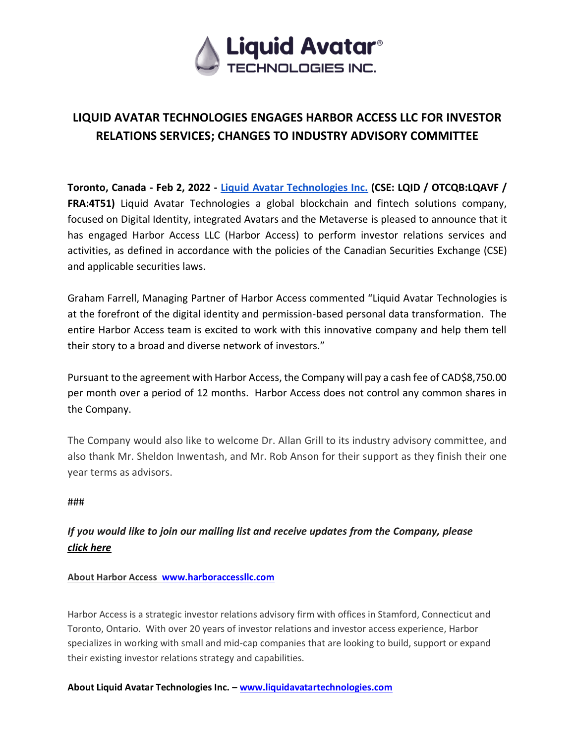# LIQUID AVATAR TECHNOLOGIES ENGAGES HARBOR ACCESS LLC FOR INVESTOR RELATIONS SERVICES; CHANGES TO INDUSTRY ADVISORY COMMITTEE

**Toronto, Canada - Feb 2, 2022 - Liquid Avatar Technologies Inc. (CSE: LQID / OTCQB:LQAVF / FRA:4T51)** Liquid Avatar Technologies a global blockchain and fintech solutions company, focused on Digital Identity, integrated Avatars and the Metaverse is pleased to announce that it has engaged Harbor Access LLC (Harbor Access) to perform investor relations services and activities, as defined in accordance with the policies of the Canadian Securities Exchange (CSE) and applicable securities laws.

Graham Farrell, Managing Partner of Harbor Access commented "Liquid Avatar Technologies is at the forefront of the digital identity and permission-based personal data transformation. The entire Harbor Access team is excited to work with this innovative company and help them tell their story to a broad and diverse network of investors."

Pursuant to the agreement with Harbor Access, the Company will pay a cash fee of CAD$8,750.00 per month over a period of 12 months. Harbor Access does not control any common shares in the Company.

The Company would also like to welcome Dr. Allan Grill to its industry advisory committee, and also thank Mr. Sheldon Inwentash, and Mr. Rob Anson for their support as they finish their one year terms as advisors.

###

***If you would like to join our mailing list and receive updates from the Company, please click here***

**About Harbor Access www.harboraccessllc.com**

Harbor Access is a strategic investor relations advisory firm with offices in Stamford, Connecticut and Toronto, Ontario. With over 20 years of investor relations and investor access experience, Harbor specializes in working with small and mid-cap companies that are looking to build, support or expand their existing investor relations strategy and capabilities.

**About Liquid Avatar Technologies Inc. – www.liquidavatartechnologies.com**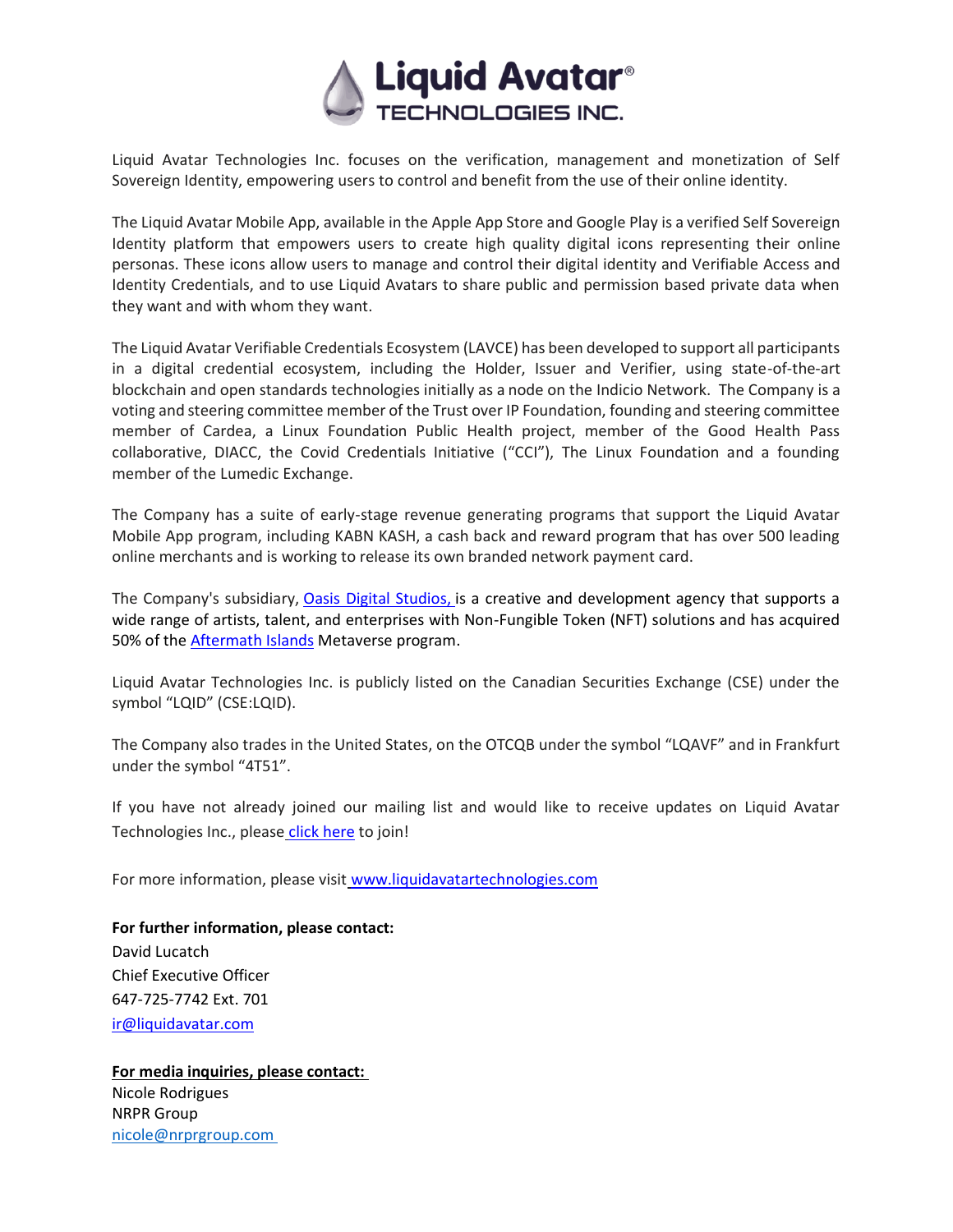Liquid Avatar Technologies Inc. focuses on the verification, management and monetization of Self Sovereign Identity, empowering users to control and benefit from the use of their online identity.

The Liquid Avatar Mobile App, available in the Apple App Store and Google Play is a verified Self Sovereign Identity platform that empowers users to create high quality digital icons representing their online personas. These icons allow users to manage and control their digital identity and Verifiable Access and Identity Credentials, and to use Liquid Avatars to share public and permission based private data when they want and with whom they want.

The Liquid Avatar Verifiable Credentials Ecosystem (LAVCE) has been developed to support all participants in a digital credential ecosystem, including the Holder, Issuer and Verifier, using state-of-the-art blockchain and open standards technologies initially as a node on the Indicio Network. The Company is a voting and steering committee member of the Trust over IP Foundation, founding and steering committee member of Cardea, a Linux Foundation Public Health project, member of the Good Health Pass collaborative, DIACC, the Covid Credentials Initiative ("CCI"), The Linux Foundation and a founding member of the Lumedic Exchange.

The Company has a suite of early-stage revenue generating programs that support the Liquid Avatar Mobile App program, including KABN KASH, a cash back and reward program that has over 500 leading online merchants and is working to release its own branded network payment card.

The Company's subsidiary, Oasis Digital Studios, is a creative and development agency that supports a wide range of artists, talent, and enterprises with Non-Fungible Token (NFT) solutions and has acquired 50% of the Aftermath Islands Metaverse program.

Liquid Avatar Technologies Inc. is publicly listed on the Canadian Securities Exchange (CSE) under the symbol "LQID" (CSE:LQID).

The Company also trades in the United States, on the OTCQB under the symbol "LQAVF" and in Frankfurt under the symbol "4T51".

If you have not already joined our mailing list and would like to receive updates on Liquid Avatar Technologies Inc., please click here to join!

For more information, please visit www.liquidavatartechnologies.com

**For further information, please contact:**
David Lucatch
Chief Executive Officer
647-725-7742 Ext. 701
ir@liquidavatar.com

**For media inquiries, please contact:**
Nicole Rodrigues
NRPR Group
nicole@nrprgroup.com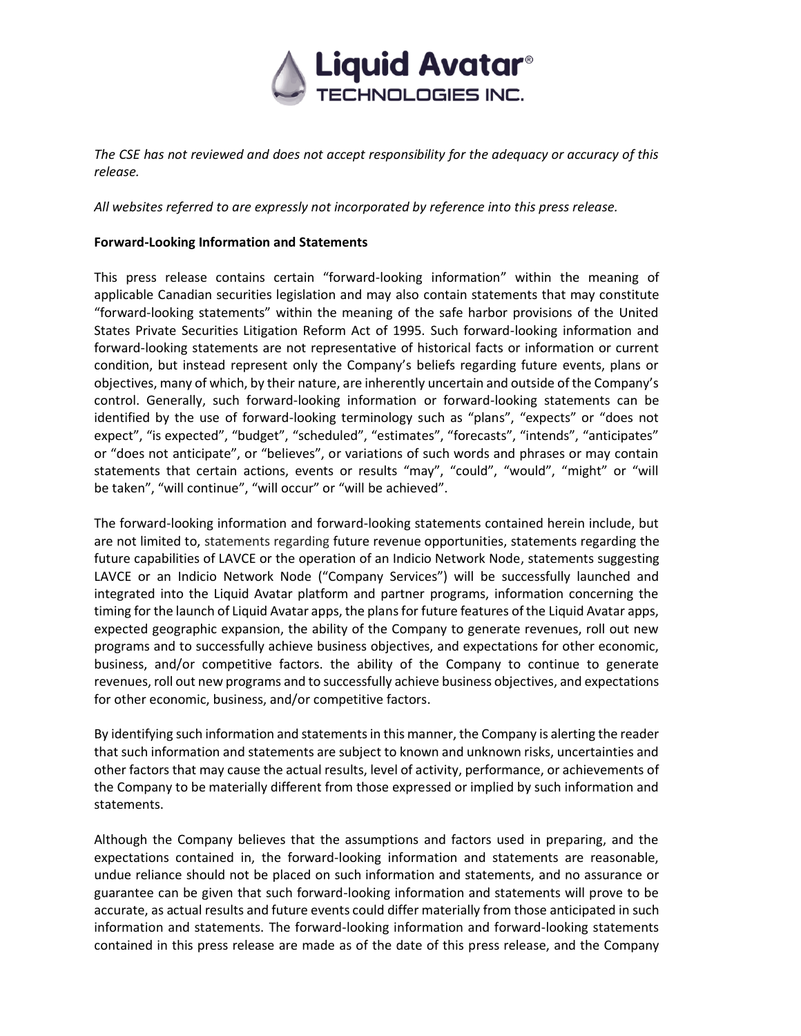*The CSE has not reviewed and does not accept responsibility for the adequacy or accuracy of this release.*

*All websites referred to are expressly not incorporated by reference into this press release.*

**Forward-Looking Information and Statements**

This press release contains certain "forward-looking information" within the meaning of applicable Canadian securities legislation and may also contain statements that may constitute "forward-looking statements" within the meaning of the safe harbor provisions of the United States Private Securities Litigation Reform Act of 1995. Such forward-looking information and forward-looking statements are not representative of historical facts or information or current condition, but instead represent only the Company's beliefs regarding future events, plans or objectives, many of which, by their nature, are inherently uncertain and outside of the Company's control. Generally, such forward-looking information or forward-looking statements can be identified by the use of forward-looking terminology such as "plans", "expects" or "does not expect", "is expected", "budget", "scheduled", "estimates", "forecasts", "intends", "anticipates" or "does not anticipate", or "believes", or variations of such words and phrases or may contain statements that certain actions, events or results "may", "could", "would", "might" or "will be taken", "will continue", "will occur" or "will be achieved".

The forward-looking information and forward-looking statements contained herein include, but are not limited to, statements regarding future revenue opportunities, statements regarding the future capabilities of LAVCE or the operation of an Indicio Network Node, statements suggesting LAVCE or an Indicio Network Node ("Company Services") will be successfully launched and integrated into the Liquid Avatar platform and partner programs, information concerning the timing for the launch of Liquid Avatar apps, the plans for future features of the Liquid Avatar apps, expected geographic expansion, the ability of the Company to generate revenues, roll out new programs and to successfully achieve business objectives, and expectations for other economic, business, and/or competitive factors. the ability of the Company to continue to generate revenues, roll out new programs and to successfully achieve business objectives, and expectations for other economic, business, and/or competitive factors.

By identifying such information and statements in this manner, the Company is alerting the reader that such information and statements are subject to known and unknown risks, uncertainties and other factors that may cause the actual results, level of activity, performance, or achievements of the Company to be materially different from those expressed or implied by such information and statements.

Although the Company believes that the assumptions and factors used in preparing, and the expectations contained in, the forward-looking information and statements are reasonable, undue reliance should not be placed on such information and statements, and no assurance or guarantee can be given that such forward-looking information and statements will prove to be accurate, as actual results and future events could differ materially from those anticipated in such information and statements. The forward-looking information and forward-looking statements contained in this press release are made as of the date of this press release, and the Company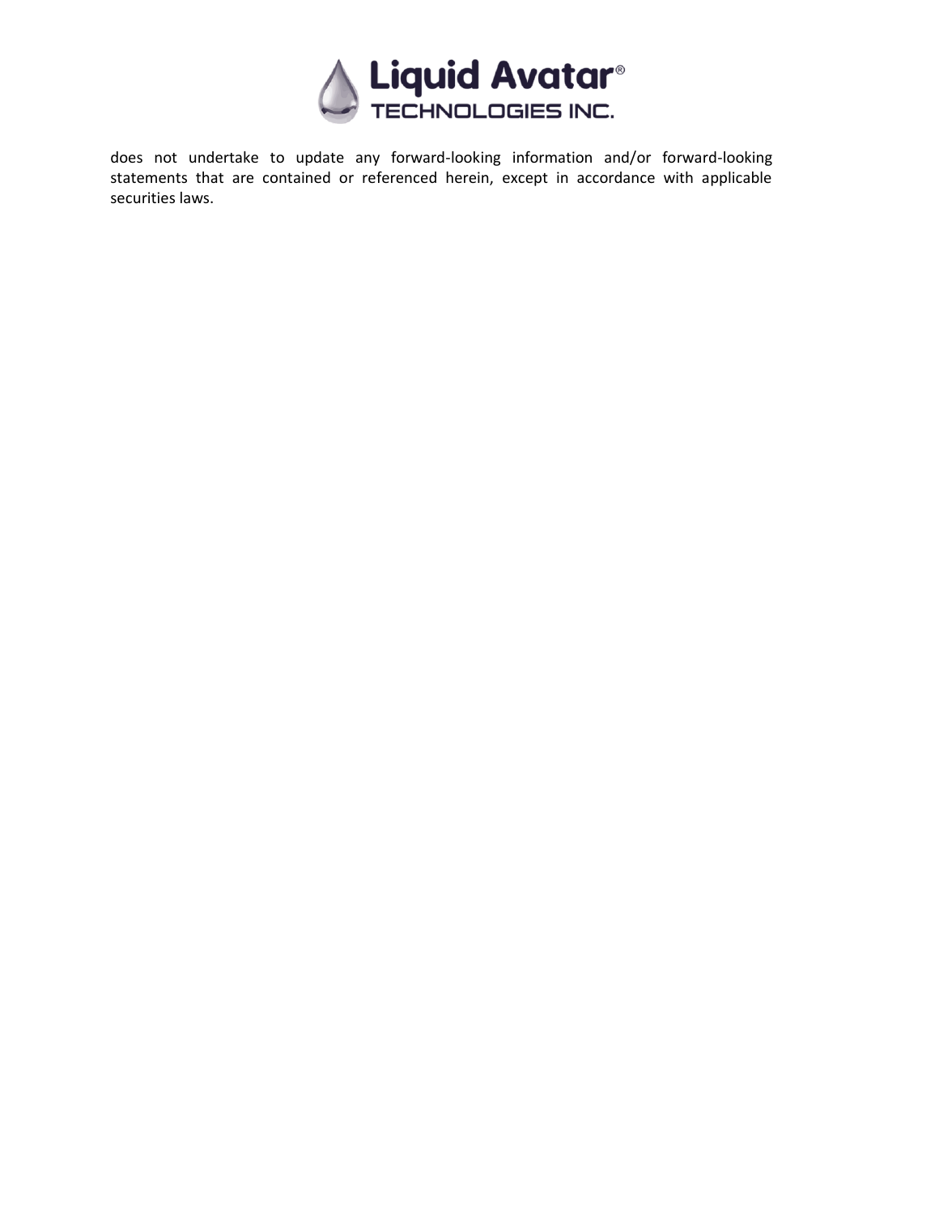does not undertake to update any forward-looking information and/or forward-looking statements that are contained or referenced herein, except in accordance with applicable securities laws.